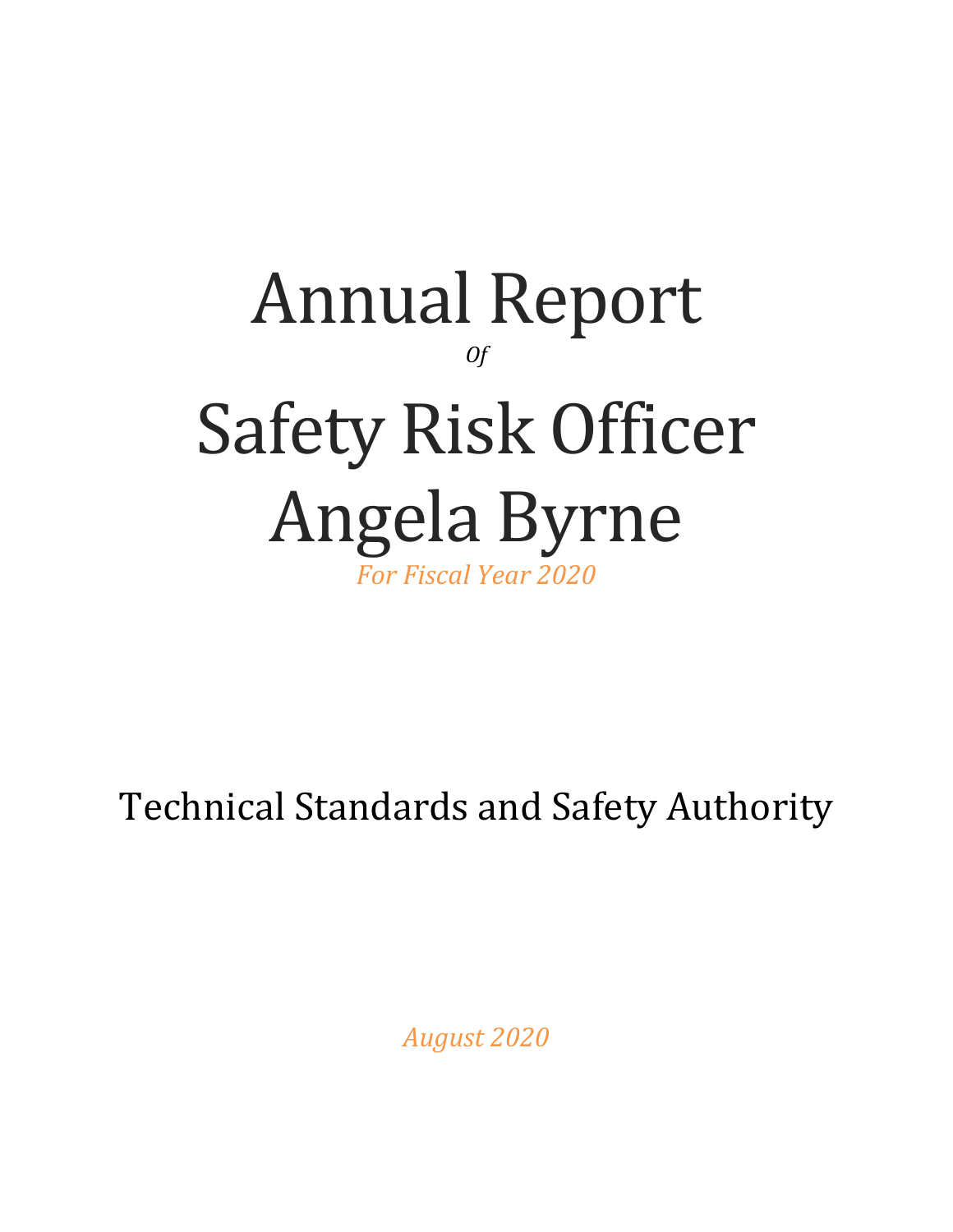# Annual Report

*Of*

# Safety Risk Officer Angela Byrne

*For Fiscal Year 2020*

Technical Standards and Safety Authority

*August 2020*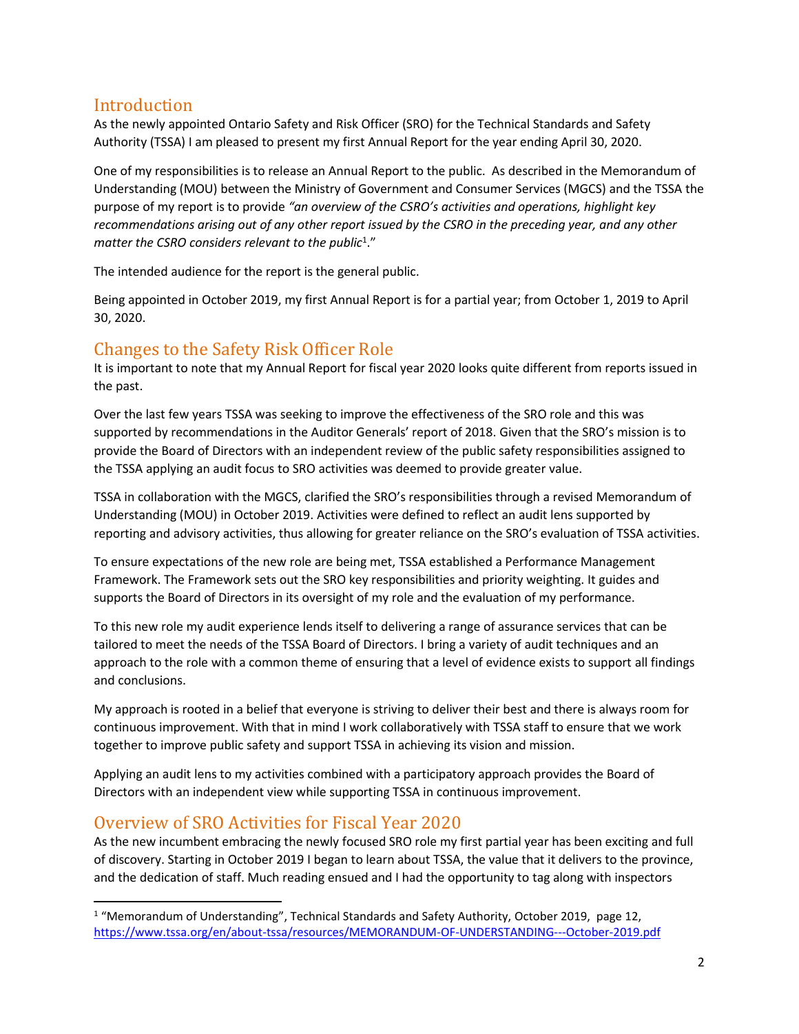## Introduction

As the newly appointed Ontario Safety and Risk Officer (SRO) for the Technical Standards and Safety Authority (TSSA) I am pleased to present my first Annual Report for the year ending April 30, 2020.

One of my responsibilities is to release an Annual Report to the public. As described in the Memorandum of Understanding (MOU) between the Ministry of Government and Consumer Services (MGCS) and the TSSA the purpose of my report is to provide *"an overview of the CSRO's activities and operations, highlight key recommendations arising out of any other report issued by the CSRO in the preceding year, and any other matter the CSRO considers relevant to the public*[1]."

The intended audience for the report is the general public.

Being appointed in October 2019, my first Annual Report is for a partial year; from October 1, 2019 to April 30, 2020.

## Changes to the Safety Risk Officer Role

It is important to note that my Annual Report for fiscal year 2020 looks quite different from reports issued in the past.

Over the last few years TSSA was seeking to improve the effectiveness of the SRO role and this was supported by recommendations in the Auditor Generals' report of 2018. Given that the SRO's mission is to provide the Board of Directors with an independent review of the public safety responsibilities assigned to the TSSA applying an audit focus to SRO activities was deemed to provide greater value.

TSSA in collaboration with the MGCS, clarified the SRO's responsibilities through a revised Memorandum of Understanding (MOU) in October 2019. Activities were defined to reflect an audit lens supported by reporting and advisory activities, thus allowing for greater reliance on the SRO's evaluation of TSSA activities.

To ensure expectations of the new role are being met, TSSA established a Performance Management Framework. The Framework sets out the SRO key responsibilities and priority weighting. It guides and supports the Board of Directors in its oversight of my role and the evaluation of my performance.

To this new role my audit experience lends itself to delivering a range of assurance services that can be tailored to meet the needs of the TSSA Board of Directors. I bring a variety of audit techniques and an approach to the role with a common theme of ensuring that a level of evidence exists to support all findings and conclusions.

My approach is rooted in a belief that everyone is striving to deliver their best and there is always room for continuous improvement. With that in mind I work collaboratively with TSSA staff to ensure that we work together to improve public safety and support TSSA in achieving its vision and mission.

Applying an audit lens to my activities combined with a participatory approach provides the Board of Directors with an independent view while supporting TSSA in continuous improvement.

## Overview of SRO Activities for Fiscal Year 2020

As the new incumbent embracing the newly focused SRO role my first partial year has been exciting and full of discovery. Starting in October 2019 I began to learn about TSSA, the value that it delivers to the province, and the dedication of staff. Much reading ensued and I had the opportunity to tag along with inspectors

---

[1] "Memorandum of Understanding", Technical Standards and Safety Authority, October 2019, page 12, https://www.tssa.org/en/about-tssa/resources/MEMORANDUM-OF-UNDERSTANDING---October-2019.pdf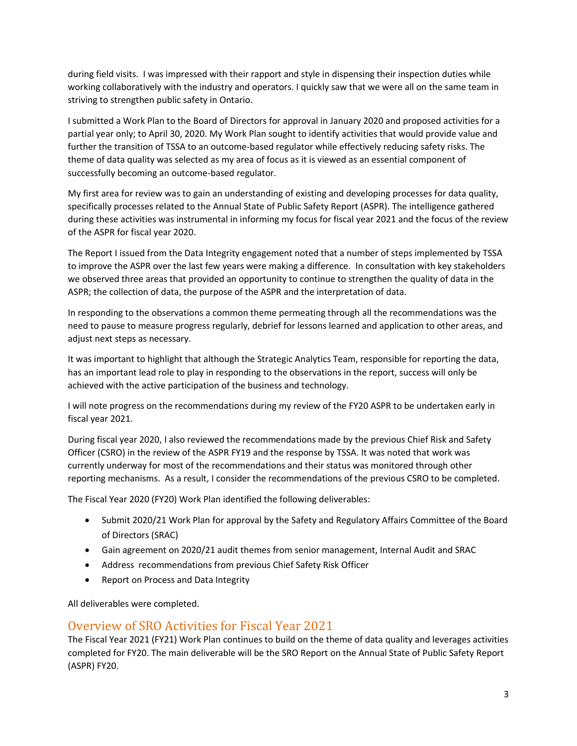during field visits. I was impressed with their rapport and style in dispensing their inspection duties while working collaboratively with the industry and operators. I quickly saw that we were all on the same team in striving to strengthen public safety in Ontario.

I submitted a Work Plan to the Board of Directors for approval in January 2020 and proposed activities for a partial year only; to April 30, 2020. My Work Plan sought to identify activities that would provide value and further the transition of TSSA to an outcome-based regulator while effectively reducing safety risks. The theme of data quality was selected as my area of focus as it is viewed as an essential component of successfully becoming an outcome-based regulator.

My first area for review was to gain an understanding of existing and developing processes for data quality, specifically processes related to the Annual State of Public Safety Report (ASPR). The intelligence gathered during these activities was instrumental in informing my focus for fiscal year 2021 and the focus of the review of the ASPR for fiscal year 2020.

The Report I issued from the Data Integrity engagement noted that a number of steps implemented by TSSA to improve the ASPR over the last few years were making a difference. In consultation with key stakeholders we observed three areas that provided an opportunity to continue to strengthen the quality of data in the ASPR; the collection of data, the purpose of the ASPR and the interpretation of data.

In responding to the observations a common theme permeating through all the recommendations was the need to pause to measure progress regularly, debrief for lessons learned and application to other areas, and adjust next steps as necessary.

It was important to highlight that although the Strategic Analytics Team, responsible for reporting the data, has an important lead role to play in responding to the observations in the report, success will only be achieved with the active participation of the business and technology.

I will note progress on the recommendations during my review of the FY20 ASPR to be undertaken early in fiscal year 2021.

During fiscal year 2020, I also reviewed the recommendations made by the previous Chief Risk and Safety Officer (CSRO) in the review of the ASPR FY19 and the response by TSSA. It was noted that work was currently underway for most of the recommendations and their status was monitored through other reporting mechanisms. As a result, I consider the recommendations of the previous CSRO to be completed.

The Fiscal Year 2020 (FY20) Work Plan identified the following deliverables:

- Submit 2020/21 Work Plan for approval by the Safety and Regulatory Affairs Committee of the Board of Directors (SRAC)
- Gain agreement on 2020/21 audit themes from senior management, Internal Audit and SRAC
- Address recommendations from previous Chief Safety Risk Officer
- Report on Process and Data Integrity

All deliverables were completed.

## Overview of SRO Activities for Fiscal Year 2021

The Fiscal Year 2021 (FY21) Work Plan continues to build on the theme of data quality and leverages activities completed for FY20. The main deliverable will be the SRO Report on the Annual State of Public Safety Report (ASPR) FY20.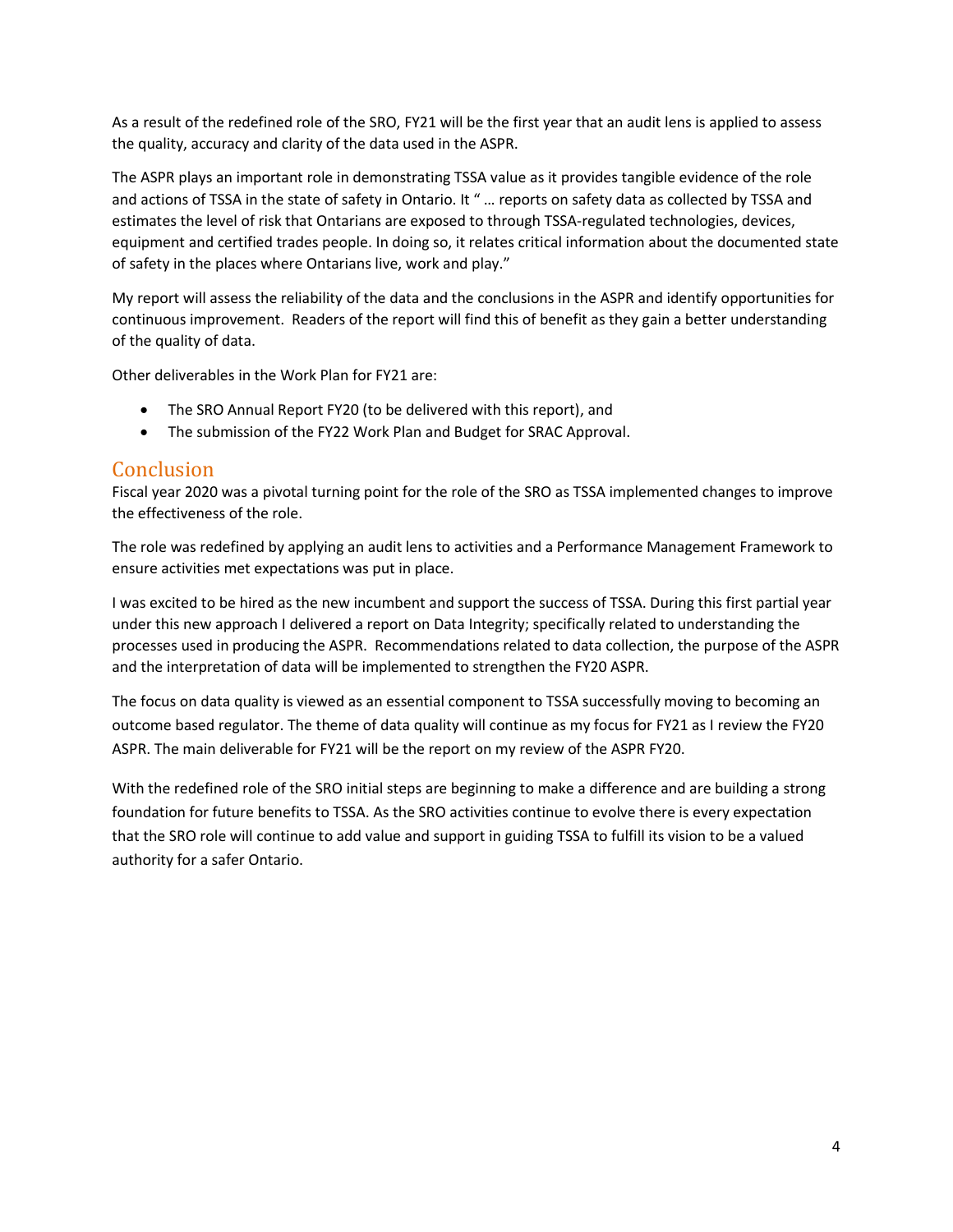As a result of the redefined role of the SRO, FY21 will be the first year that an audit lens is applied to assess the quality, accuracy and clarity of the data used in the ASPR.

The ASPR plays an important role in demonstrating TSSA value as it provides tangible evidence of the role and actions of TSSA in the state of safety in Ontario. It " … reports on safety data as collected by TSSA and estimates the level of risk that Ontarians are exposed to through TSSA-regulated technologies, devices, equipment and certified trades people. In doing so, it relates critical information about the documented state of safety in the places where Ontarians live, work and play."

My report will assess the reliability of the data and the conclusions in the ASPR and identify opportunities for continuous improvement. Readers of the report will find this of benefit as they gain a better understanding of the quality of data.

Other deliverables in the Work Plan for FY21 are:

- The SRO Annual Report FY20 (to be delivered with this report), and
- The submission of the FY22 Work Plan and Budget for SRAC Approval.

## Conclusion

Fiscal year 2020 was a pivotal turning point for the role of the SRO as TSSA implemented changes to improve the effectiveness of the role.

The role was redefined by applying an audit lens to activities and a Performance Management Framework to ensure activities met expectations was put in place.

I was excited to be hired as the new incumbent and support the success of TSSA. During this first partial year under this new approach I delivered a report on Data Integrity; specifically related to understanding the processes used in producing the ASPR. Recommendations related to data collection, the purpose of the ASPR and the interpretation of data will be implemented to strengthen the FY20 ASPR.

The focus on data quality is viewed as an essential component to TSSA successfully moving to becoming an outcome based regulator. The theme of data quality will continue as my focus for FY21 as I review the FY20 ASPR. The main deliverable for FY21 will be the report on my review of the ASPR FY20.

With the redefined role of the SRO initial steps are beginning to make a difference and are building a strong foundation for future benefits to TSSA. As the SRO activities continue to evolve there is every expectation that the SRO role will continue to add value and support in guiding TSSA to fulfill its vision to be a valued authority for a safer Ontario.